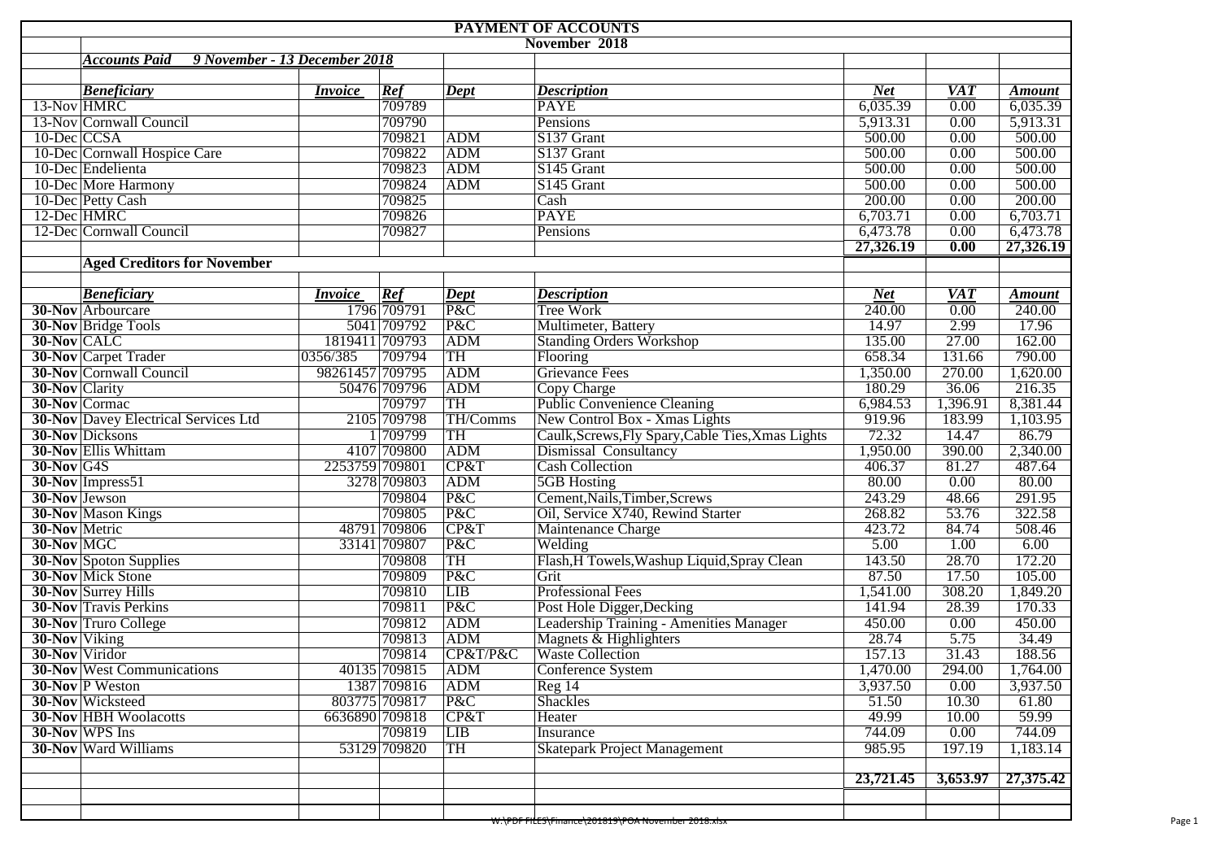# PAYMENT OF ACCOUNTS

## November 2018

***Accounts Paid 9 November - 13 December 2018***

| | *Beneficiary* | *Invoice* | *Ref* | *Dept* | *Description* | *Net* | *VAT* | *Amount* |
|---|---|---|---|---|---|---|---|---|
| 13-Nov | HMRC | | 709789 | | PAYE | 6,035.39 | 0.00 | 6,035.39 |
| 13-Nov | Cornwall Council | | 709790 | | Pensions | 5,913.31 | 0.00 | 5,913.31 |
| 10-Dec | CCSA | | 709821 | ADM | S137 Grant | 500.00 | 0.00 | 500.00 |
| 10-Dec | Cornwall Hospice Care | | 709822 | ADM | S137 Grant | 500.00 | 0.00 | 500.00 |
| 10-Dec | Endelienta | | 709823 | ADM | S145 Grant | 500.00 | 0.00 | 500.00 |
| 10-Dec | More Harmony | | 709824 | ADM | S145 Grant | 500.00 | 0.00 | 500.00 |
| 10-Dec | Petty Cash | | 709825 | | Cash | 200.00 | 0.00 | 200.00 |
| 12-Dec | HMRC | | 709826 | | PAYE | 6,703.71 | 0.00 | 6,703.71 |
| 12-Dec | Cornwall Council | | 709827 | | Pensions | 6,473.78 | 0.00 | 6,473.78 |
| | | | | | | **27,326.19** | **0.00** | **27,326.19** |

**Aged Creditors for November**

| | *Beneficiary* | *Invoice* | *Ref* | *Dept* | *Description* | *Net* | *VAT* | *Amount* |
|---|---|---|---|---|---|---|---|---|
| **30-Nov** | Arbourcare | 1796 | 709791 | P&C | Tree Work | 240.00 | 0.00 | 240.00 |
| **30-Nov** | Bridge Tools | 5041 | 709792 | P&C | Multimeter, Battery | 14.97 | 2.99 | 17.96 |
| **30-Nov** | CALC | 1819411 | 709793 | ADM | Standing Orders Workshop | 135.00 | 27.00 | 162.00 |
| **30-Nov** | Carpet Trader | 0356/385 | 709794 | TH | Flooring | 658.34 | 131.66 | 790.00 |
| **30-Nov** | Cornwall Council | 98261457 | 709795 | ADM | Grievance Fees | 1,350.00 | 270.00 | 1,620.00 |
| **30-Nov** | Clarity | 50476 | 709796 | ADM | Copy Charge | 180.29 | 36.06 | 216.35 |
| **30-Nov** | Cormac | | 709797 | TH | Public Convenience Cleaning | 6,984.53 | 1,396.91 | 8,381.44 |
| **30-Nov** | Davey Electrical Services Ltd | 2105 | 709798 | TH/Comms | New Control Box - Xmas Lights | 919.96 | 183.99 | 1,103.95 |
| **30-Nov** | Dicksons | 1 | 709799 | TH | Caulk,Screws,Fly Spary,Cable Ties,Xmas Lights | 72.32 | 14.47 | 86.79 |
| **30-Nov** | Ellis Whittam | 4107 | 709800 | ADM | Dismissal Consultancy | 1,950.00 | 390.00 | 2,340.00 |
| **30-Nov** | G4S | 2253759 | 709801 | CP&T | Cash Collection | 406.37 | 81.27 | 487.64 |
| **30-Nov** | Impress51 | 3278 | 709803 | ADM | 5GB Hosting | 80.00 | 0.00 | 80.00 |
| **30-Nov** | Jewson | | 709804 | P&C | Cement,Nails,Timber,Screws | 243.29 | 48.66 | 291.95 |
| **30-Nov** | Mason Kings | | 709805 | P&C | Oil, Service X740, Rewind Starter | 268.82 | 53.76 | 322.58 |
| **30-Nov** | Metric | 48791 | 709806 | CP&T | Maintenance Charge | 423.72 | 84.74 | 508.46 |
| **30-Nov** | MGC | 33141 | 709807 | P&C | Welding | 5.00 | 1.00 | 6.00 |
| **30-Nov** | Spoton Supplies | | 709808 | TH | Flash,H Towels,Washup Liquid,Spray Clean | 143.50 | 28.70 | 172.20 |
| **30-Nov** | Mick Stone | | 709809 | P&C | Grit | 87.50 | 17.50 | 105.00 |
| **30-Nov** | Surrey Hills | | 709810 | LIB | Professional Fees | 1,541.00 | 308.20 | 1,849.20 |
| **30-Nov** | Travis Perkins | | 709811 | P&C | Post Hole Digger,Decking | 141.94 | 28.39 | 170.33 |
| **30-Nov** | Truro College | | 709812 | ADM | Leadership Training - Amenities Manager | 450.00 | 0.00 | 450.00 |
| **30-Nov** | Viking | | 709813 | ADM | Magnets & Highlighters | 28.74 | 5.75 | 34.49 |
| **30-Nov** | Viridor | | 709814 | CP&T/P&C | Waste Collection | 157.13 | 31.43 | 188.56 |
| **30-Nov** | West Communications | 40135 | 709815 | ADM | Conference System | 1,470.00 | 294.00 | 1,764.00 |
| **30-Nov** | P Weston | 1387 | 709816 | ADM | Reg 14 | 3,937.50 | 0.00 | 3,937.50 |
| **30-Nov** | Wicksteed | 803775 | 709817 | P&C | Shackles | 51.50 | 10.30 | 61.80 |
| **30-Nov** | HBH Woolacotts | 6636890 | 709818 | CP&T | Heater | 49.99 | 10.00 | 59.99 |
| **30-Nov** | WPS Ins | | 709819 | LIB | Insurance | 744.09 | 0.00 | 744.09 |
| **30-Nov** | Ward Williams | 53129 | 709820 | TH | Skatepark Project Management | 985.95 | 197.19 | 1,183.14 |
| | | | | | | **23,721.45** | **3,653.97** | **27,375.42** |

W:\PDF FILES\Finance\201819\POA November 2018.xlsx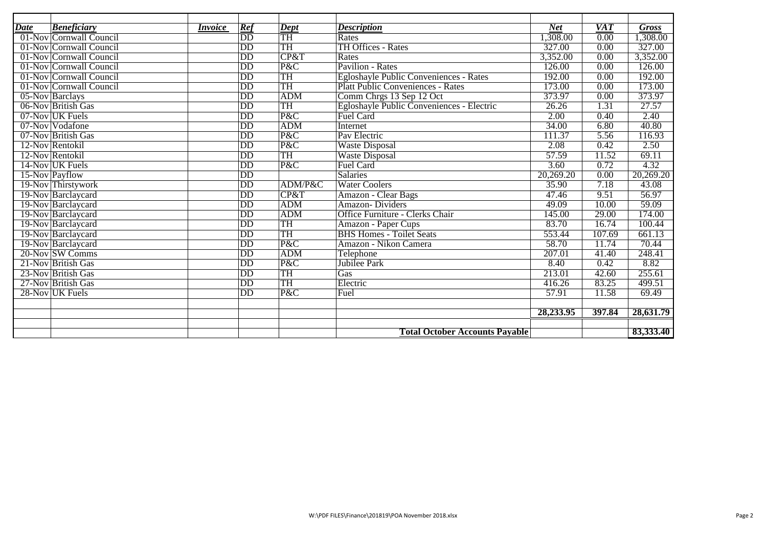| Date | Beneficiary | Invoice | Ref | Dept | Description | Net | VAT | Gross |
|---|---|---|---|---|---|---|---|---|
| 01-Nov | Cornwall Council | | DD | TH | Rates | 1,308.00 | 0.00 | 1,308.00 |
| 01-Nov | Cornwall Council | | DD | TH | TH Offices - Rates | 327.00 | 0.00 | 327.00 |
| 01-Nov | Cornwall Council | | DD | CP&T | Rates | 3,352.00 | 0.00 | 3,352.00 |
| 01-Nov | Cornwall Council | | DD | P&C | Pavilion - Rates | 126.00 | 0.00 | 126.00 |
| 01-Nov | Cornwall Council | | DD | TH | Egloshayle Public Conveniences - Rates | 192.00 | 0.00 | 192.00 |
| 01-Nov | Cornwall Council | | DD | TH | Platt Public Conveniences - Rates | 173.00 | 0.00 | 173.00 |
| 05-Nov | Barclays | | DD | ADM | Comm Chrgs 13 Sep 12 Oct | 373.97 | 0.00 | 373.97 |
| 06-Nov | British Gas | | DD | TH | Egloshayle Public Conveniences - Electric | 26.26 | 1.31 | 27.57 |
| 07-Nov | UK Fuels | | DD | P&C | Fuel Card | 2.00 | 0.40 | 2.40 |
| 07-Nov | Vodafone | | DD | ADM | Internet | 34.00 | 6.80 | 40.80 |
| 07-Nov | British Gas | | DD | P&C | Pav Electric | 111.37 | 5.56 | 116.93 |
| 12-Nov | Rentokil | | DD | P&C | Waste Disposal | 2.08 | 0.42 | 2.50 |
| 12-Nov | Rentokil | | DD | TH | Waste Disposal | 57.59 | 11.52 | 69.11 |
| 14-Nov | UK Fuels | | DD | P&C | Fuel Card | 3.60 | 0.72 | 4.32 |
| 15-Nov | Payflow | | DD | | Salaries | 20,269.20 | 0.00 | 20,269.20 |
| 19-Nov | Thirstywork | | DD | ADM/P&C | Water Coolers | 35.90 | 7.18 | 43.08 |
| 19-Nov | Barclaycard | | DD | CP&T | Amazon - Clear Bags | 47.46 | 9.51 | 56.97 |
| 19-Nov | Barclaycard | | DD | ADM | Amazon- Dividers | 49.09 | 10.00 | 59.09 |
| 19-Nov | Barclaycard | | DD | ADM | Office Furniture - Clerks Chair | 145.00 | 29.00 | 174.00 |
| 19-Nov | Barclaycard | | DD | TH | Amazon - Paper Cups | 83.70 | 16.74 | 100.44 |
| 19-Nov | Barclaycard | | DD | TH | BHS Homes - Toilet Seats | 553.44 | 107.69 | 661.13 |
| 19-Nov | Barclaycard | | DD | P&C | Amazon - Nikon Camera | 58.70 | 11.74 | 70.44 |
| 20-Nov | SW Comms | | DD | ADM | Telephone | 207.01 | 41.40 | 248.41 |
| 21-Nov | British Gas | | DD | P&C | Jubilee Park | 8.40 | 0.42 | 8.82 |
| 23-Nov | British Gas | | DD | TH | Gas | 213.01 | 42.60 | 255.61 |
| 27-Nov | British Gas | | DD | TH | Electric | 416.26 | 83.25 | 499.51 |
| 28-Nov | UK Fuels | | DD | P&C | Fuel | 57.91 | 11.58 | 69.49 |
| | | | | | | | | |
| | | | | | | **28,233.95** | **397.84** | **28,631.79** |
| | | | | | | | | |
| | | | | | **Total October Accounts Payable** | | | **83,333.40** |

W:\PDF FILES\Finance\201819\POA November 2018.xlsx